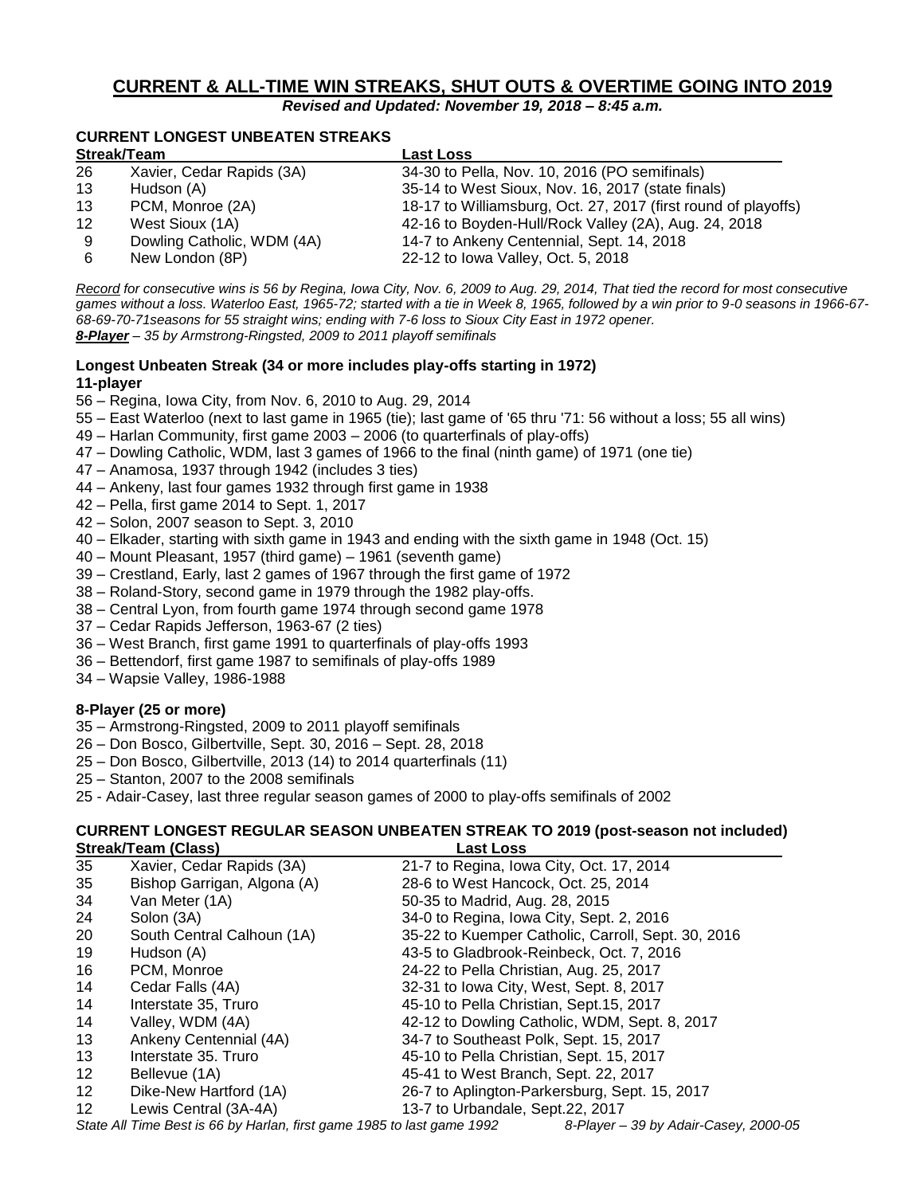# CURRENT & ALL-TIME WIN STREAKS, SHUT OUTS & OVERTIME GOING INTO 2019

***Revised and Updated: November 19, 2018 – 8:45 a.m.***

### CURRENT LONGEST UNBEATEN STREAKS

| Streak/Team | | Last Loss |
|---|---|---|
| 26 | Xavier, Cedar Rapids (3A) | 34-30 to Pella, Nov. 10, 2016 (PO semifinals) |
| 13 | Hudson (A) | 35-14 to West Sioux, Nov. 16, 2017 (state finals) |
| 13 | PCM, Monroe (2A) | 18-17 to Williamsburg, Oct. 27, 2017 (first round of playoffs) |
| 12 | West Sioux (1A) | 42-16 to Boyden-Hull/Rock Valley (2A), Aug. 24, 2018 |
| 9 | Dowling Catholic, WDM (4A) | 14-7 to Ankeny Centennial, Sept. 14, 2018 |
| 6 | New London (8P) | 22-12 to Iowa Valley, Oct. 5, 2018 |

*<u>Record</u> for consecutive wins is 56 by Regina, Iowa City, Nov. 6, 2009 to Aug. 29, 2014, That tied the record for most consecutive games without a loss. Waterloo East, 1965-72; started with a tie in Week 8, 1965, followed by a win prior to 9-0 seasons in 1966-67-68-69-70-71seasons for 55 straight wins; ending with 7-6 loss to Sioux City East in 1972 opener.*
***<u>8-Player</u>** – 35 by Armstrong-Ringsted, 2009 to 2011 playoff semifinals*

### Longest Unbeaten Streak (34 or more includes play-offs starting in 1972)

**11-player**

56 – Regina, Iowa City, from Nov. 6, 2010 to Aug. 29, 2014
55 – East Waterloo (next to last game in 1965 (tie); last game of '65 thru '71: 56 without a loss; 55 all wins)
49 – Harlan Community, first game 2003 – 2006 (to quarterfinals of play-offs)
47 – Dowling Catholic, WDM, last 3 games of 1966 to the final (ninth game) of 1971 (one tie)
47 – Anamosa, 1937 through 1942 (includes 3 ties)
44 – Ankeny, last four games 1932 through first game in 1938
42 – Pella, first game 2014 to Sept. 1, 2017
42 – Solon, 2007 season to Sept. 3, 2010
40 – Elkader, starting with sixth game in 1943 and ending with the sixth game in 1948 (Oct. 15)
40 – Mount Pleasant, 1957 (third game) – 1961 (seventh game)
39 – Crestland, Early, last 2 games of 1967 through the first game of 1972
38 – Roland-Story, second game in 1979 through the 1982 play-offs.
38 – Central Lyon, from fourth game 1974 through second game 1978
37 – Cedar Rapids Jefferson, 1963-67 (2 ties)
36 – West Branch, first game 1991 to quarterfinals of play-offs 1993
36 – Bettendorf, first game 1987 to semifinals of play-offs 1989
34 – Wapsie Valley, 1986-1988

**8-Player (25 or more)**

35 – Armstrong-Ringsted, 2009 to 2011 playoff semifinals
26 – Don Bosco, Gilbertville, Sept. 30, 2016 – Sept. 28, 2018
25 – Don Bosco, Gilbertville, 2013 (14) to 2014 quarterfinals (11)
25 – Stanton, 2007 to the 2008 semifinals
25 - Adair-Casey, last three regular season games of 2000 to play-offs semifinals of 2002

### CURRENT LONGEST REGULAR SEASON UNBEATEN STREAK TO 2019 (post-season not included)

| Streak/Team (Class) | | Last Loss |
|---|---|---|
| 35 | Xavier, Cedar Rapids (3A) | 21-7 to Regina, Iowa City, Oct. 17, 2014 |
| 35 | Bishop Garrigan, Algona (A) | 28-6 to West Hancock, Oct. 25, 2014 |
| 34 | Van Meter (1A) | 50-35 to Madrid, Aug. 28, 2015 |
| 24 | Solon (3A) | 34-0 to Regina, Iowa City, Sept. 2, 2016 |
| 20 | South Central Calhoun (1A) | 35-22 to Kuemper Catholic, Carroll, Sept. 30, 2016 |
| 19 | Hudson (A) | 43-5 to Gladbrook-Reinbeck, Oct. 7, 2016 |
| 16 | PCM, Monroe | 24-22 to Pella Christian, Aug. 25, 2017 |
| 14 | Cedar Falls (4A) | 32-31 to Iowa City, West, Sept. 8, 2017 |
| 14 | Interstate 35, Truro | 45-10 to Pella Christian, Sept.15, 2017 |
| 14 | Valley, WDM (4A) | 42-12 to Dowling Catholic, WDM, Sept. 8, 2017 |
| 13 | Ankeny Centennial (4A) | 34-7 to Southeast Polk, Sept. 15, 2017 |
| 13 | Interstate 35. Truro | 45-10 to Pella Christian, Sept. 15, 2017 |
| 12 | Bellevue (1A) | 45-41 to West Branch, Sept. 22, 2017 |
| 12 | Dike-New Hartford (1A) | 26-7 to Aplington-Parkersburg, Sept. 15, 2017 |
| 12 | Lewis Central (3A-4A) | 13-7 to Urbandale, Sept.22, 2017 |

*State All Time Best is 66 by Harlan, first game 1985 to last game 1992* *8-Player – 39 by Adair-Casey, 2000-05*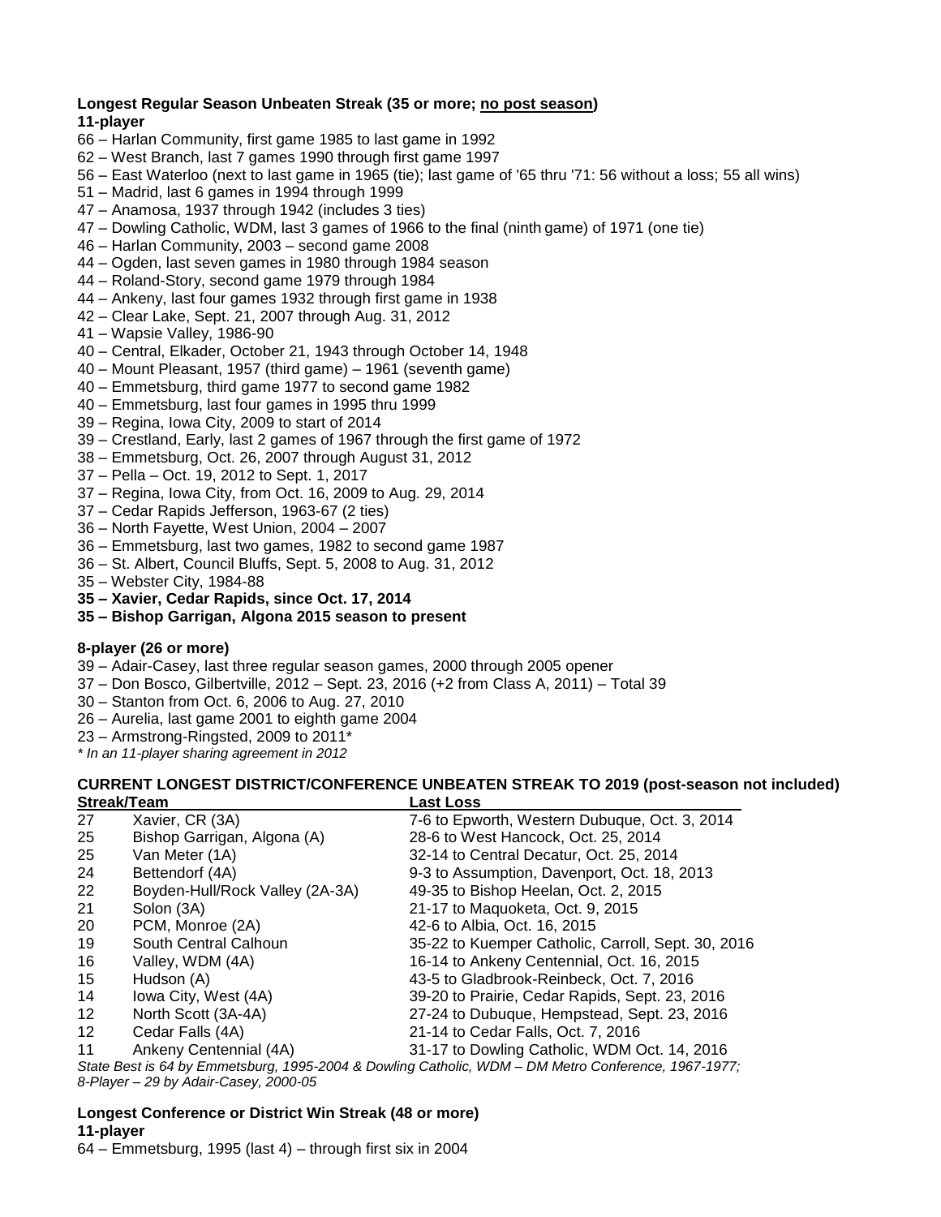**Longest Regular Season Unbeaten Streak (35 or more; <u>no post season</u>)**

**11-player**

66 – Harlan Community, first game 1985 to last game in 1992
62 – West Branch, last 7 games 1990 through first game 1997
56 – East Waterloo (next to last game in 1965 (tie); last game of '65 thru '71: 56 without a loss; 55 all wins)
51 – Madrid, last 6 games in 1994 through 1999
47 – Anamosa, 1937 through 1942 (includes 3 ties)
47 – Dowling Catholic, WDM, last 3 games of 1966 to the final (ninth game) of 1971 (one tie)
46 – Harlan Community, 2003 – second game 2008
44 – Ogden, last seven games in 1980 through 1984 season
44 – Roland-Story, second game 1979 through 1984
44 – Ankeny, last four games 1932 through first game in 1938
42 – Clear Lake, Sept. 21, 2007 through Aug. 31, 2012
41 – Wapsie Valley, 1986-90
40 – Central, Elkader, October 21, 1943 through October 14, 1948
40 – Mount Pleasant, 1957 (third game) – 1961 (seventh game)
40 – Emmetsburg, third game 1977 to second game 1982
40 – Emmetsburg, last four games in 1995 thru 1999
39 – Regina, Iowa City, 2009 to start of 2014
39 – Crestland, Early, last 2 games of 1967 through the first game of 1972
38 – Emmetsburg, Oct. 26, 2007 through August 31, 2012
37 – Pella – Oct. 19, 2012 to Sept. 1, 2017
37 – Regina, Iowa City, from Oct. 16, 2009 to Aug. 29, 2014
37 – Cedar Rapids Jefferson, 1963-67 (2 ties)
36 – North Fayette, West Union, 2004 – 2007
36 – Emmetsburg, last two games, 1982 to second game 1987
36 – St. Albert, Council Bluffs, Sept. 5, 2008 to Aug. 31, 2012
35 – Webster City, 1984-88
**35 – Xavier, Cedar Rapids, since Oct. 17, 2014**
**35 – Bishop Garrigan, Algona 2015 season to present**

**8-player (26 or more)**

39 – Adair-Casey, last three regular season games, 2000 through 2005 opener
37 – Don Bosco, Gilbertville, 2012 – Sept. 23, 2016 (+2 from Class A, 2011) – Total 39
30 – Stanton from Oct. 6, 2006 to Aug. 27, 2010
26 – Aurelia, last game 2001 to eighth game 2004
23 – Armstrong-Ringsted, 2009 to 2011*

*\* In an 11-player sharing agreement in 2012*

**CURRENT LONGEST DISTRICT/CONFERENCE UNBEATEN STREAK TO 2019 (post-season not included)**

| Streak/Team | | Last Loss |
|---|---|---|
| 27 | Xavier, CR (3A) | 7-6 to Epworth, Western Dubuque, Oct. 3, 2014 |
| 25 | Bishop Garrigan, Algona (A) | 28-6 to West Hancock, Oct. 25, 2014 |
| 25 | Van Meter (1A) | 32-14 to Central Decatur, Oct. 25, 2014 |
| 24 | Bettendorf (4A) | 9-3 to Assumption, Davenport, Oct. 18, 2013 |
| 22 | Boyden-Hull/Rock Valley (2A-3A) | 49-35 to Bishop Heelan, Oct. 2, 2015 |
| 21 | Solon (3A) | 21-17 to Maquoketa, Oct. 9, 2015 |
| 20 | PCM, Monroe (2A) | 42-6 to Albia, Oct. 16, 2015 |
| 19 | South Central Calhoun | 35-22 to Kuemper Catholic, Carroll, Sept. 30, 2016 |
| 16 | Valley, WDM (4A) | 16-14 to Ankeny Centennial, Oct. 16, 2015 |
| 15 | Hudson (A) | 43-5 to Gladbrook-Reinbeck, Oct. 7, 2016 |
| 14 | Iowa City, West (4A) | 39-20 to Prairie, Cedar Rapids, Sept. 23, 2016 |
| 12 | North Scott (3A-4A) | 27-24 to Dubuque, Hempstead, Sept. 23, 2016 |
| 12 | Cedar Falls (4A) | 21-14 to Cedar Falls, Oct. 7, 2016 |
| 11 | Ankeny Centennial (4A) | 31-17 to Dowling Catholic, WDM Oct. 14, 2016 |

*State Best is 64 by Emmetsburg, 1995-2004 & Dowling Catholic, WDM – DM Metro Conference, 1967-1977;*
*8-Player – 29 by Adair-Casey, 2000-05*

**Longest Conference or District Win Streak (48 or more)**

**11-player**

64 – Emmetsburg, 1995 (last 4) – through first six in 2004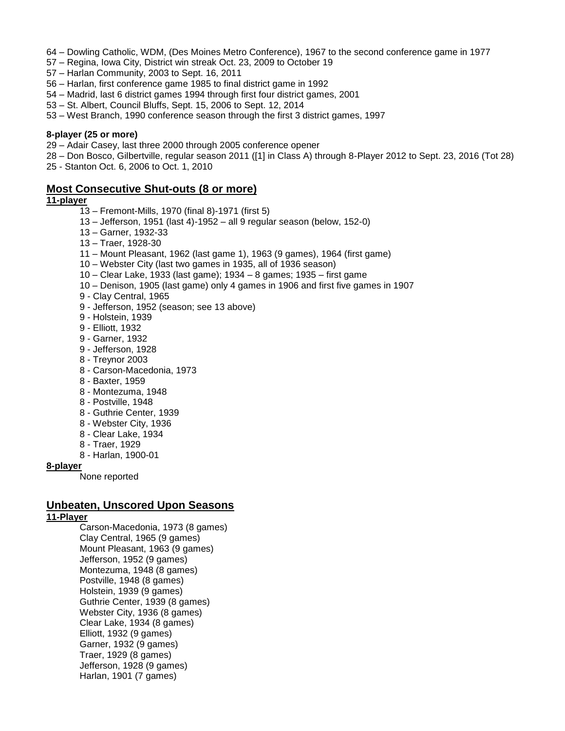64 – Dowling Catholic, WDM, (Des Moines Metro Conference), 1967 to the second conference game in 1977
57 – Regina, Iowa City, District win streak Oct. 23, 2009 to October 19
57 – Harlan Community, 2003 to Sept. 16, 2011
56 – Harlan, first conference game 1985 to final district game in 1992
54 – Madrid, last 6 district games 1994 through first four district games, 2001
53 – St. Albert, Council Bluffs, Sept. 15, 2006 to Sept. 12, 2014
53 – West Branch, 1990 conference season through the first 3 district games, 1997

**8-player (25 or more)**

29 – Adair Casey, last three 2000 through 2005 conference opener
28 – Don Bosco, Gilbertville, regular season 2011 ([1] in Class A) through 8-Player 2012 to Sept. 23, 2016 (Tot 28)
25 - Stanton Oct. 6, 2006 to Oct. 1, 2010

## Most Consecutive Shut-outs (8 or more)

**11-player**

13 – Fremont-Mills, 1970 (final 8)-1971 (first 5)
13 – Jefferson, 1951 (last 4)-1952 – all 9 regular season (below, 152-0)
13 – Garner, 1932-33
13 – Traer, 1928-30
11 – Mount Pleasant, 1962 (last game 1), 1963 (9 games), 1964 (first game)
10 – Webster City (last two games in 1935, all of 1936 season)
10 – Clear Lake, 1933 (last game); 1934 – 8 games; 1935 – first game
10 – Denison, 1905 (last game) only 4 games in 1906 and first five games in 1907
9 - Clay Central, 1965
9 - Jefferson, 1952 (season; see 13 above)
9 - Holstein, 1939
9 - Elliott, 1932
9 - Garner, 1932
9 - Jefferson, 1928
8 - Treynor 2003
8 - Carson-Macedonia, 1973
8 - Baxter, 1959
8 - Montezuma, 1948
8 - Postville, 1948
8 - Guthrie Center, 1939
8 - Webster City, 1936
8 - Clear Lake, 1934
8 - Traer, 1929
8 - Harlan, 1900-01

**8-player**

None reported

## Unbeaten, Unscored Upon Seasons

**11-Player**

Carson-Macedonia, 1973 (8 games)
Clay Central, 1965 (9 games)
Mount Pleasant, 1963 (9 games)
Jefferson, 1952 (9 games)
Montezuma, 1948 (8 games)
Postville, 1948 (8 games)
Holstein, 1939 (9 games)
Guthrie Center, 1939 (8 games)
Webster City, 1936 (8 games)
Clear Lake, 1934 (8 games)
Elliott, 1932 (9 games)
Garner, 1932 (9 games)
Traer, 1929 (8 games)
Jefferson, 1928 (9 games)
Harlan, 1901 (7 games)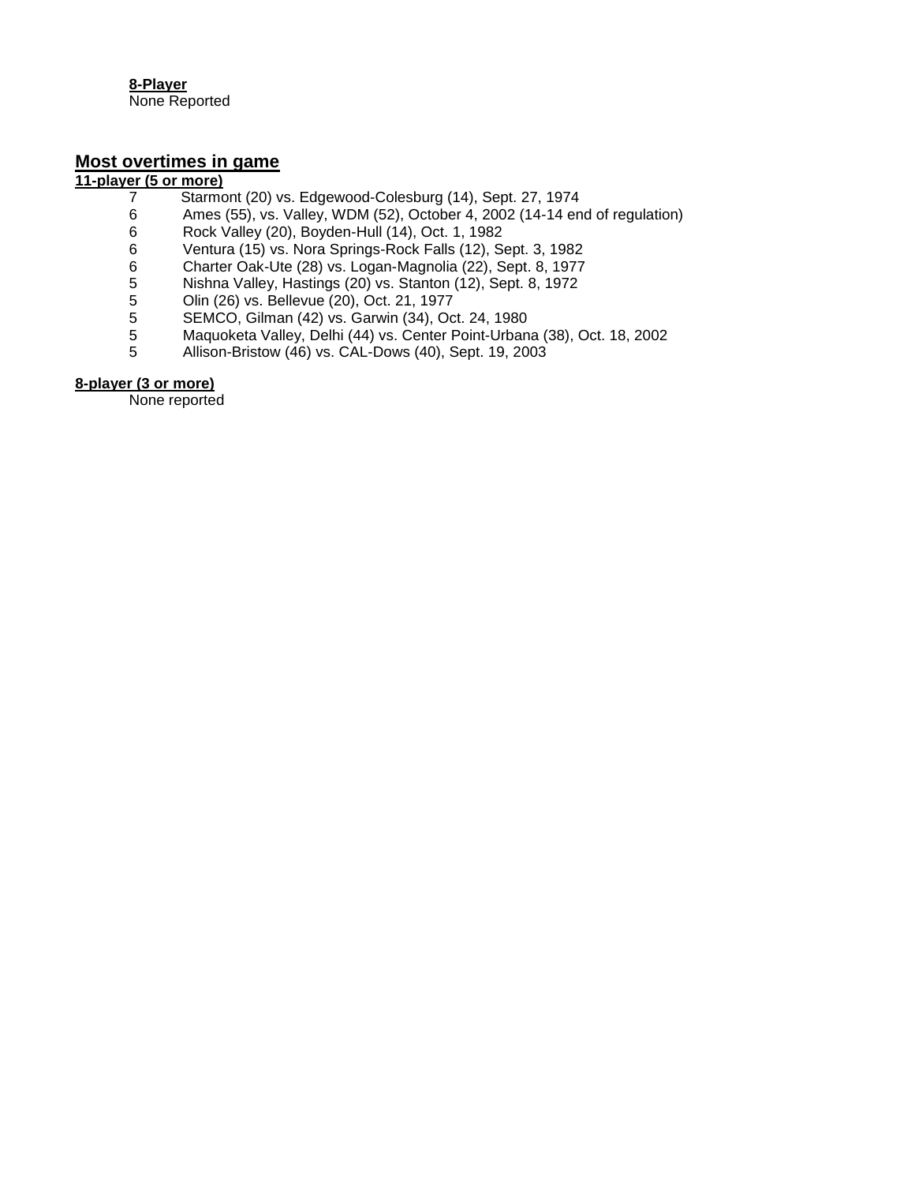**8-Player**

None Reported

## Most overtimes in game

**11-player (5 or more)**

| | |
|---|---|
| 7 | Starmont (20) vs. Edgewood-Colesburg (14), Sept. 27, 1974 |
| 6 | Ames (55), vs. Valley, WDM (52), October 4, 2002 (14-14 end of regulation) |
| 6 | Rock Valley (20), Boyden-Hull (14), Oct. 1, 1982 |
| 6 | Ventura (15) vs. Nora Springs-Rock Falls (12), Sept. 3, 1982 |
| 6 | Charter Oak-Ute (28) vs. Logan-Magnolia (22), Sept. 8, 1977 |
| 5 | Nishna Valley, Hastings (20) vs. Stanton (12), Sept. 8, 1972 |
| 5 | Olin (26) vs. Bellevue (20), Oct. 21, 1977 |
| 5 | SEMCO, Gilman (42) vs. Garwin (34), Oct. 24, 1980 |
| 5 | Maquoketa Valley, Delhi (44) vs. Center Point-Urbana (38), Oct. 18, 2002 |
| 5 | Allison-Bristow (46) vs. CAL-Dows (40), Sept. 19, 2003 |

**8-player (3 or more)**

None reported